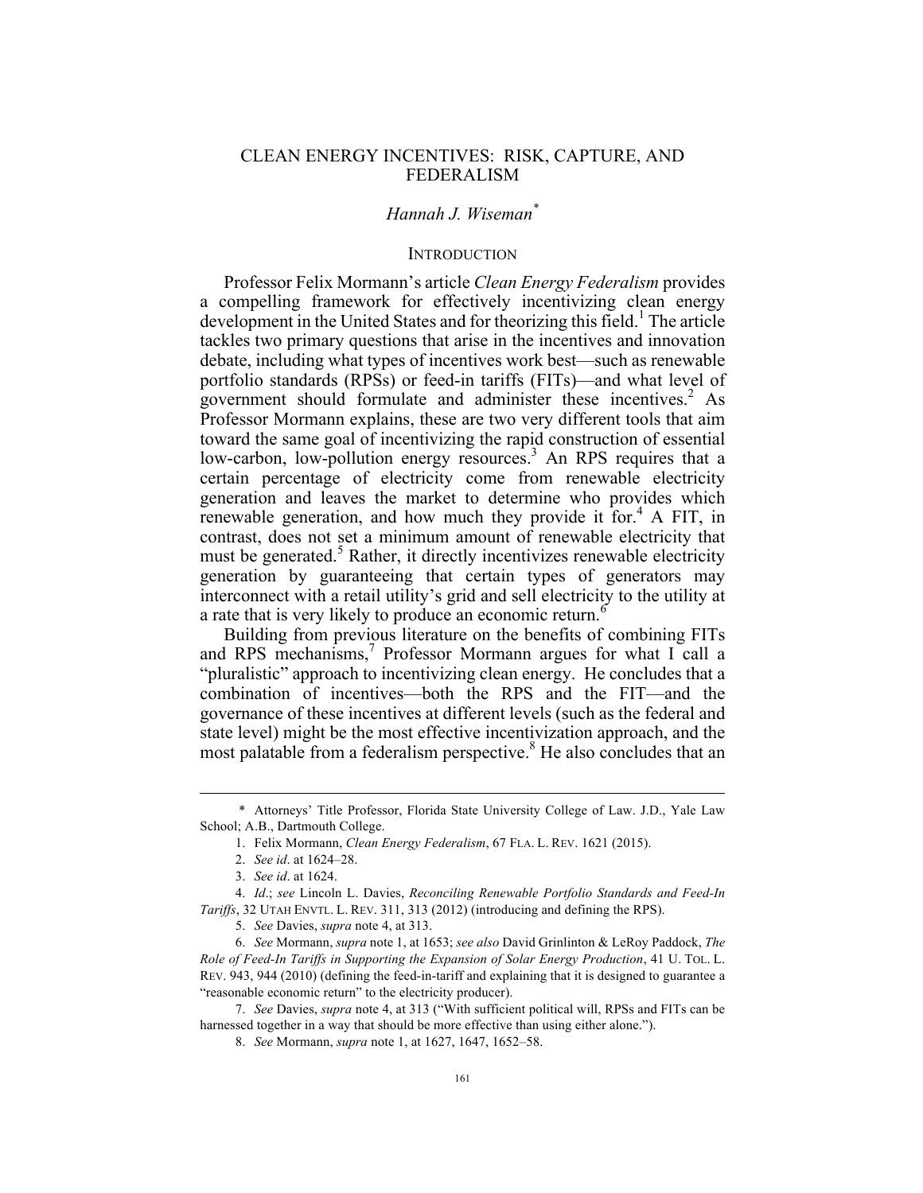# CLEAN ENERGY INCENTIVES: RISK, CAPTURE, AND FEDERALISM

*Hannah J. Wiseman*[*]

## INTRODUCTION

Professor Felix Mormann's article *Clean Energy Federalism* provides a compelling framework for effectively incentivizing clean energy development in the United States and for theorizing this field.[1] The article tackles two primary questions that arise in the incentives and innovation debate, including what types of incentives work best—such as renewable portfolio standards (RPSs) or feed-in tariffs (FITs)—and what level of government should formulate and administer these incentives.[2] As Professor Mormann explains, these are two very different tools that aim toward the same goal of incentivizing the rapid construction of essential low-carbon, low-pollution energy resources.[3] An RPS requires that a certain percentage of electricity come from renewable electricity generation and leaves the market to determine who provides which renewable generation, and how much they provide it for.[4] A FIT, in contrast, does not set a minimum amount of renewable electricity that must be generated.[5] Rather, it directly incentivizes renewable electricity generation by guaranteeing that certain types of generators may interconnect with a retail utility's grid and sell electricity to the utility at a rate that is very likely to produce an economic return.[6]

Building from previous literature on the benefits of combining FITs and RPS mechanisms,[7] Professor Mormann argues for what I call a "pluralistic" approach to incentivizing clean energy. He concludes that a combination of incentives—both the RPS and the FIT—and the governance of these incentives at different levels (such as the federal and state level) might be the most effective incentivization approach, and the most palatable from a federalism perspective.[8] He also concludes that an

---

\* Attorneys' Title Professor, Florida State University College of Law. J.D., Yale Law School; A.B., Dartmouth College.

1. Felix Mormann, *Clean Energy Federalism*, 67 FLA. L. REV. 1621 (2015).

2. *See id*. at 1624–28.

3. *See id*. at 1624.

4. *Id*.; *see* Lincoln L. Davies, *Reconciling Renewable Portfolio Standards and Feed-In Tariffs*, 32 UTAH ENVTL. L. REV. 311, 313 (2012) (introducing and defining the RPS).

5. *See* Davies, *supra* note 4, at 313.

6. *See* Mormann, *supra* note 1, at 1653; *see also* David Grinlinton & LeRoy Paddock, *The Role of Feed-In Tariffs in Supporting the Expansion of Solar Energy Production*, 41 U. TOL. L. REV. 943, 944 (2010) (defining the feed-in-tariff and explaining that it is designed to guarantee a "reasonable economic return" to the electricity producer).

7. *See* Davies, *supra* note 4, at 313 ("With sufficient political will, RPSs and FITs can be harnessed together in a way that should be more effective than using either alone.").

8. *See* Mormann, *supra* note 1, at 1627, 1647, 1652–58.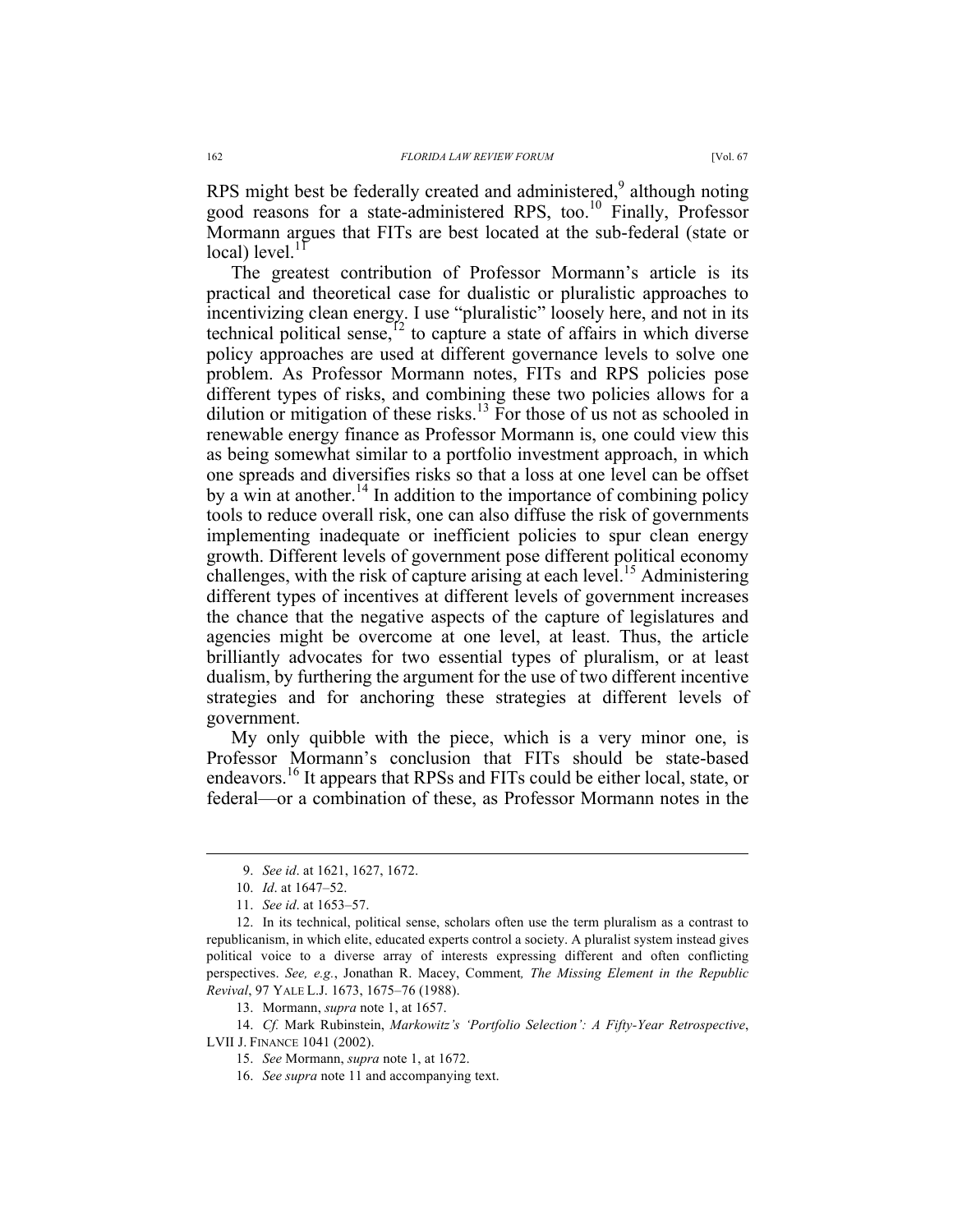RPS might best be federally created and administered,[9] although noting good reasons for a state-administered RPS, too.[10] Finally, Professor Mormann argues that FITs are best located at the sub-federal (state or local) level.[11]

The greatest contribution of Professor Mormann's article is its practical and theoretical case for dualistic or pluralistic approaches to incentivizing clean energy. I use "pluralistic" loosely here, and not in its technical political sense,[12] to capture a state of affairs in which diverse policy approaches are used at different governance levels to solve one problem. As Professor Mormann notes, FITs and RPS policies pose different types of risks, and combining these two policies allows for a dilution or mitigation of these risks.[13] For those of us not as schooled in renewable energy finance as Professor Mormann is, one could view this as being somewhat similar to a portfolio investment approach, in which one spreads and diversifies risks so that a loss at one level can be offset by a win at another.[14] In addition to the importance of combining policy tools to reduce overall risk, one can also diffuse the risk of governments implementing inadequate or inefficient policies to spur clean energy growth. Different levels of government pose different political economy challenges, with the risk of capture arising at each level.[15] Administering different types of incentives at different levels of government increases the chance that the negative aspects of the capture of legislatures and agencies might be overcome at one level, at least. Thus, the article brilliantly advocates for two essential types of pluralism, or at least dualism, by furthering the argument for the use of two different incentive strategies and for anchoring these strategies at different levels of government.

My only quibble with the piece, which is a very minor one, is Professor Mormann's conclusion that FITs should be state-based endeavors.[16] It appears that RPSs and FITs could be either local, state, or federal—or a combination of these, as Professor Mormann notes in the

---

9. *See id*. at 1621, 1627, 1672.

10. *Id*. at 1647–52.

11. *See id*. at 1653–57.

12. In its technical, political sense, scholars often use the term pluralism as a contrast to republicanism, in which elite, educated experts control a society. A pluralist system instead gives political voice to a diverse array of interests expressing different and often conflicting perspectives. *See, e.g.*, Jonathan R. Macey, Comment*, The Missing Element in the Republic Revival*, 97 YALE L.J. 1673, 1675–76 (1988).

13. Mormann, *supra* note 1, at 1657.

14. *Cf.* Mark Rubinstein, *Markowitz's 'Portfolio Selection': A Fifty-Year Retrospective*, LVII J. FINANCE 1041 (2002).

15. *See* Mormann, *supra* note 1, at 1672.

16. *See supra* note 11 and accompanying text.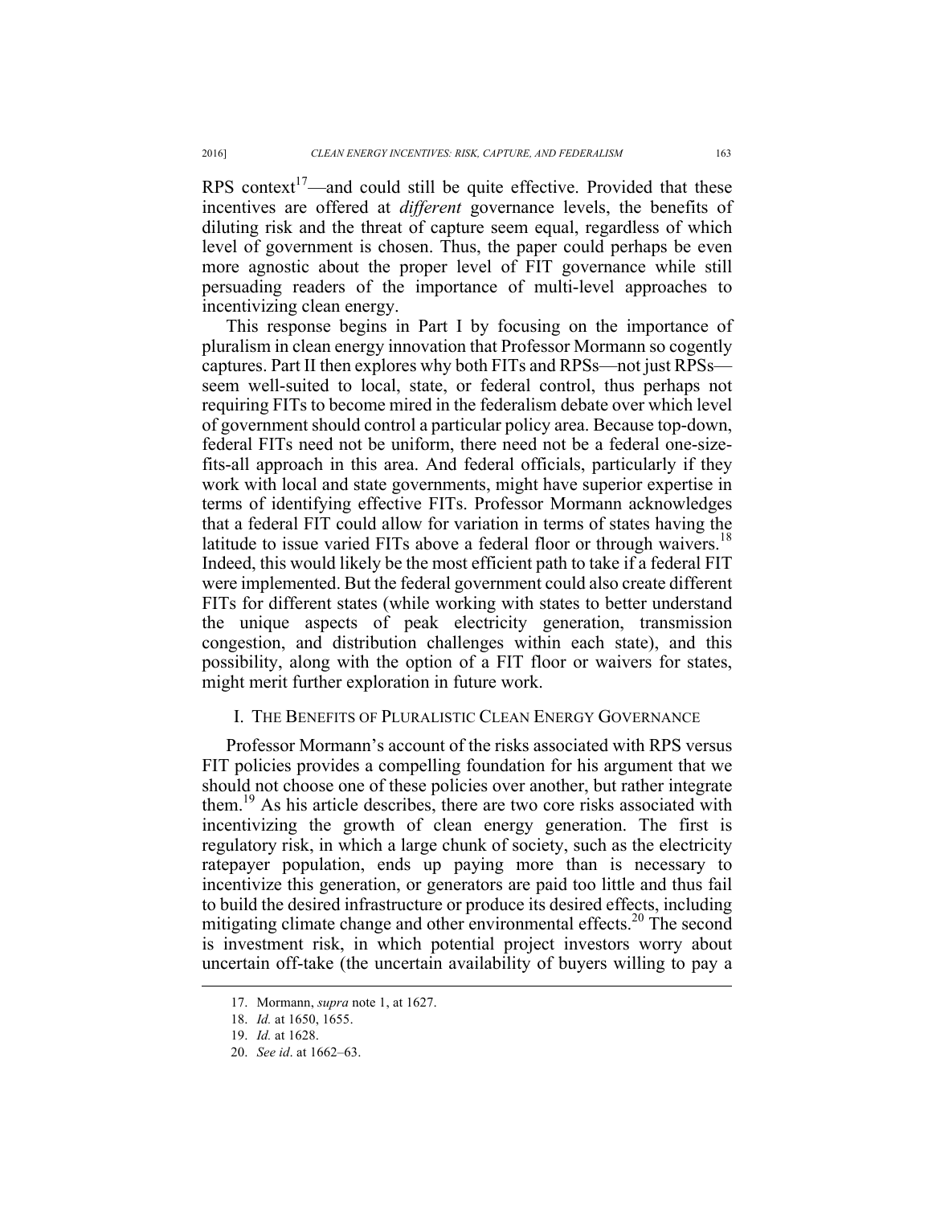RPS context[17]—and could still be quite effective. Provided that these incentives are offered at *different* governance levels, the benefits of diluting risk and the threat of capture seem equal, regardless of which level of government is chosen. Thus, the paper could perhaps be even more agnostic about the proper level of FIT governance while still persuading readers of the importance of multi-level approaches to incentivizing clean energy.

This response begins in Part I by focusing on the importance of pluralism in clean energy innovation that Professor Mormann so cogently captures. Part II then explores why both FITs and RPSs—not just RPSs—seem well-suited to local, state, or federal control, thus perhaps not requiring FITs to become mired in the federalism debate over which level of government should control a particular policy area. Because top-down, federal FITs need not be uniform, there need not be a federal one-size-fits-all approach in this area. And federal officials, particularly if they work with local and state governments, might have superior expertise in terms of identifying effective FITs. Professor Mormann acknowledges that a federal FIT could allow for variation in terms of states having the latitude to issue varied FITs above a federal floor or through waivers.[18] Indeed, this would likely be the most efficient path to take if a federal FIT were implemented. But the federal government could also create different FITs for different states (while working with states to better understand the unique aspects of peak electricity generation, transmission congestion, and distribution challenges within each state), and this possibility, along with the option of a FIT floor or waivers for states, might merit further exploration in future work.

## I. THE BENEFITS OF PLURALISTIC CLEAN ENERGY GOVERNANCE

Professor Mormann's account of the risks associated with RPS versus FIT policies provides a compelling foundation for his argument that we should not choose one of these policies over another, but rather integrate them.[19] As his article describes, there are two core risks associated with incentivizing the growth of clean energy generation. The first is regulatory risk, in which a large chunk of society, such as the electricity ratepayer population, ends up paying more than is necessary to incentivize this generation, or generators are paid too little and thus fail to build the desired infrastructure or produce its desired effects, including mitigating climate change and other environmental effects.[20] The second is investment risk, in which potential project investors worry about uncertain off-take (the uncertain availability of buyers willing to pay a

---

17. Mormann, *supra* note 1, at 1627.

18. *Id.* at 1650, 1655.

19. *Id.* at 1628.

20. *See id*. at 1662–63.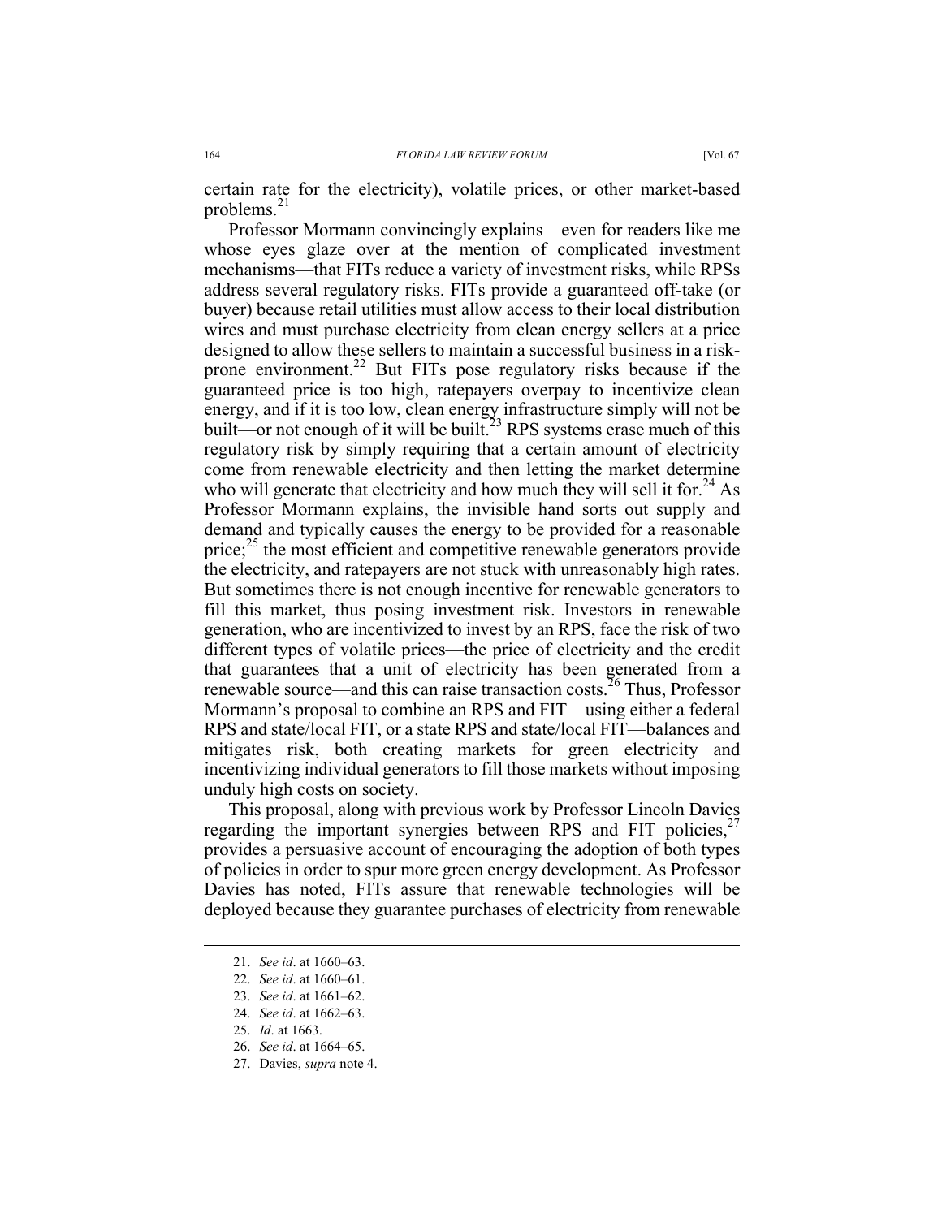certain rate for the electricity), volatile prices, or other market-based problems.[21]

Professor Mormann convincingly explains—even for readers like me whose eyes glaze over at the mention of complicated investment mechanisms—that FITs reduce a variety of investment risks, while RPSs address several regulatory risks. FITs provide a guaranteed off-take (or buyer) because retail utilities must allow access to their local distribution wires and must purchase electricity from clean energy sellers at a price designed to allow these sellers to maintain a successful business in a risk-prone environment.[22] But FITs pose regulatory risks because if the guaranteed price is too high, ratepayers overpay to incentivize clean energy, and if it is too low, clean energy infrastructure simply will not be built—or not enough of it will be built.[23] RPS systems erase much of this regulatory risk by simply requiring that a certain amount of electricity come from renewable electricity and then letting the market determine who will generate that electricity and how much they will sell it for.[24] As Professor Mormann explains, the invisible hand sorts out supply and demand and typically causes the energy to be provided for a reasonable price;[25] the most efficient and competitive renewable generators provide the electricity, and ratepayers are not stuck with unreasonably high rates. But sometimes there is not enough incentive for renewable generators to fill this market, thus posing investment risk. Investors in renewable generation, who are incentivized to invest by an RPS, face the risk of two different types of volatile prices—the price of electricity and the credit that guarantees that a unit of electricity has been generated from a renewable source—and this can raise transaction costs.[26] Thus, Professor Mormann's proposal to combine an RPS and FIT—using either a federal RPS and state/local FIT, or a state RPS and state/local FIT—balances and mitigates risk, both creating markets for green electricity and incentivizing individual generators to fill those markets without imposing unduly high costs on society.

This proposal, along with previous work by Professor Lincoln Davies regarding the important synergies between RPS and FIT policies,[27] provides a persuasive account of encouraging the adoption of both types of policies in order to spur more green energy development. As Professor Davies has noted, FITs assure that renewable technologies will be deployed because they guarantee purchases of electricity from renewable

---

21. *See id*. at 1660–63.
22. *See id*. at 1660–61.
23. *See id*. at 1661–62.
24. *See id*. at 1662–63.
25. *Id*. at 1663.
26. *See id*. at 1664–65.
27. Davies, *supra* note 4.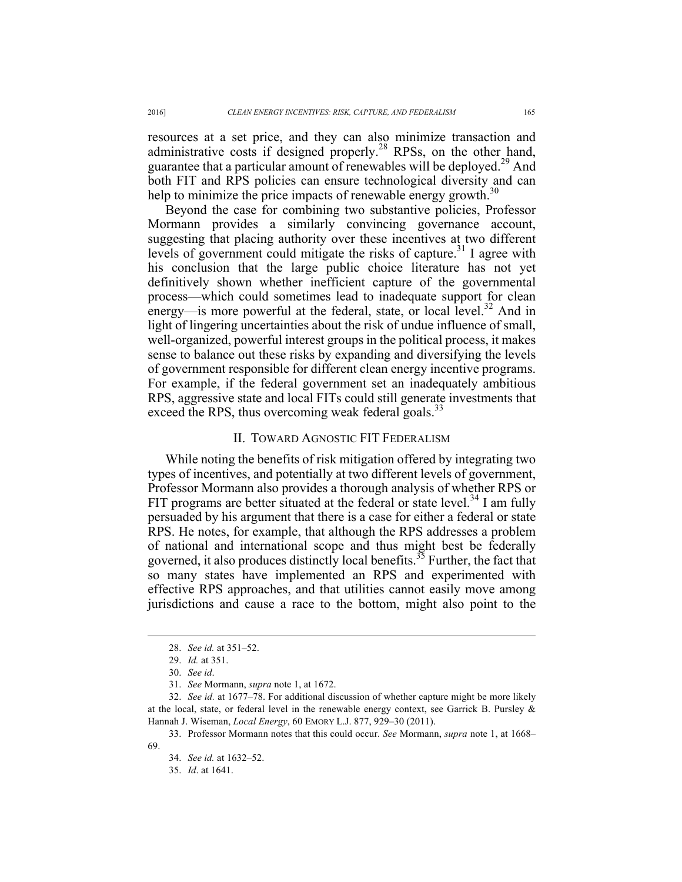resources at a set price, and they can also minimize transaction and administrative costs if designed properly.[28] RPSs, on the other hand, guarantee that a particular amount of renewables will be deployed.[29] And both FIT and RPS policies can ensure technological diversity and can help to minimize the price impacts of renewable energy growth.[30]

Beyond the case for combining two substantive policies, Professor Mormann provides a similarly convincing governance account, suggesting that placing authority over these incentives at two different levels of government could mitigate the risks of capture.[31] I agree with his conclusion that the large public choice literature has not yet definitively shown whether inefficient capture of the governmental process—which could sometimes lead to inadequate support for clean energy—is more powerful at the federal, state, or local level.[32] And in light of lingering uncertainties about the risk of undue influence of small, well-organized, powerful interest groups in the political process, it makes sense to balance out these risks by expanding and diversifying the levels of government responsible for different clean energy incentive programs. For example, if the federal government set an inadequately ambitious RPS, aggressive state and local FITs could still generate investments that exceed the RPS, thus overcoming weak federal goals.[33]

## II. Toward Agnostic FIT Federalism

While noting the benefits of risk mitigation offered by integrating two types of incentives, and potentially at two different levels of government, Professor Mormann also provides a thorough analysis of whether RPS or FIT programs are better situated at the federal or state level.[34] I am fully persuaded by his argument that there is a case for either a federal or state RPS. He notes, for example, that although the RPS addresses a problem of national and international scope and thus might best be federally governed, it also produces distinctly local benefits.[35] Further, the fact that so many states have implemented an RPS and experimented with effective RPS approaches, and that utilities cannot easily move among jurisdictions and cause a race to the bottom, might also point to the

---

28. *See id.* at 351–52.

29. *Id.* at 351.

30. *See id*.

31. *See* Mormann, *supra* note 1, at 1672.

32. *See id.* at 1677–78. For additional discussion of whether capture might be more likely at the local, state, or federal level in the renewable energy context, see Garrick B. Pursley & Hannah J. Wiseman, *Local Energy*, 60 EMORY L.J. 877, 929–30 (2011).

33. Professor Mormann notes that this could occur. *See* Mormann, *supra* note 1, at 1668–69.

34. *See id.* at 1632–52.

35. *Id*. at 1641.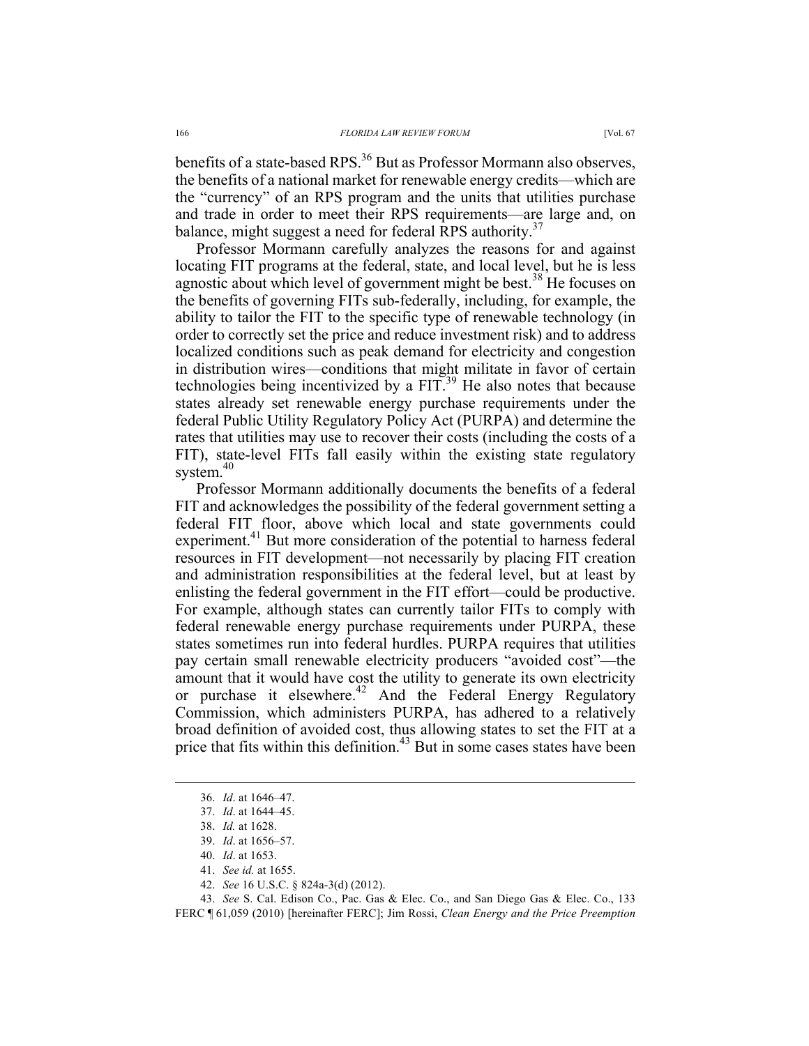benefits of a state-based RPS.[36] But as Professor Mormann also observes, the benefits of a national market for renewable energy credits—which are the "currency" of an RPS program and the units that utilities purchase and trade in order to meet their RPS requirements—are large and, on balance, might suggest a need for federal RPS authority.[37]

Professor Mormann carefully analyzes the reasons for and against locating FIT programs at the federal, state, and local level, but he is less agnostic about which level of government might be best.[38] He focuses on the benefits of governing FITs sub-federally, including, for example, the ability to tailor the FIT to the specific type of renewable technology (in order to correctly set the price and reduce investment risk) and to address localized conditions such as peak demand for electricity and congestion in distribution wires—conditions that might militate in favor of certain technologies being incentivized by a FIT.[39] He also notes that because states already set renewable energy purchase requirements under the federal Public Utility Regulatory Policy Act (PURPA) and determine the rates that utilities may use to recover their costs (including the costs of a FIT), state-level FITs fall easily within the existing state regulatory system.[40]

Professor Mormann additionally documents the benefits of a federal FIT and acknowledges the possibility of the federal government setting a federal FIT floor, above which local and state governments could experiment.[41] But more consideration of the potential to harness federal resources in FIT development—not necessarily by placing FIT creation and administration responsibilities at the federal level, but at least by enlisting the federal government in the FIT effort—could be productive. For example, although states can currently tailor FITs to comply with federal renewable energy purchase requirements under PURPA, these states sometimes run into federal hurdles. PURPA requires that utilities pay certain small renewable electricity producers "avoided cost"—the amount that it would have cost the utility to generate its own electricity or purchase it elsewhere.[42] And the Federal Energy Regulatory Commission, which administers PURPA, has adhered to a relatively broad definition of avoided cost, thus allowing states to set the FIT at a price that fits within this definition.[43] But in some cases states have been

---

36. *Id*. at 1646–47.

37. *Id*. at 1644–45.

38. *Id.* at 1628.

39. *Id*. at 1656–57.

40. *Id*. at 1653.

41. *See id.* at 1655.

42. *See* 16 U.S.C. § 824a-3(d) (2012).

43. *See* S. Cal. Edison Co., Pac. Gas & Elec. Co., and San Diego Gas & Elec. Co., 133 FERC ¶ 61,059 (2010) [hereinafter FERC]; Jim Rossi, *Clean Energy and the Price Preemption*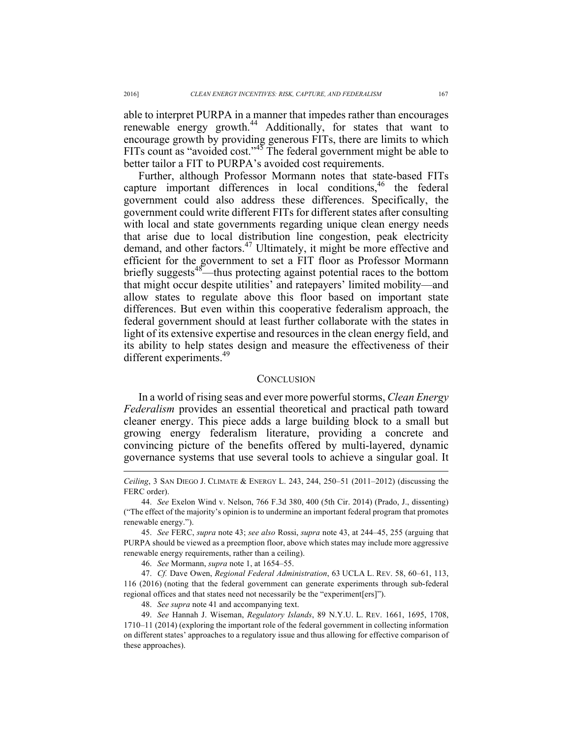able to interpret PURPA in a manner that impedes rather than encourages renewable energy growth.[44] Additionally, for states that want to encourage growth by providing generous FITs, there are limits to which FITs count as "avoided cost."[45] The federal government might be able to better tailor a FIT to PURPA's avoided cost requirements.

Further, although Professor Mormann notes that state-based FITs capture important differences in local conditions,[46] the federal government could also address these differences. Specifically, the government could write different FITs for different states after consulting with local and state governments regarding unique clean energy needs that arise due to local distribution line congestion, peak electricity demand, and other factors.[47] Ultimately, it might be more effective and efficient for the government to set a FIT floor as Professor Mormann briefly suggests[48]—thus protecting against potential races to the bottom that might occur despite utilities' and ratepayers' limited mobility—and allow states to regulate above this floor based on important state differences. But even within this cooperative federalism approach, the federal government should at least further collaborate with the states in light of its extensive expertise and resources in the clean energy field, and its ability to help states design and measure the effectiveness of their different experiments.[49]

## CONCLUSION

In a world of rising seas and ever more powerful storms, *Clean Energy Federalism* provides an essential theoretical and practical path toward cleaner energy. This piece adds a large building block to a small but growing energy federalism literature, providing a concrete and convincing picture of the benefits offered by multi-layered, dynamic governance systems that use several tools to achieve a singular goal. It

---

*Ceiling*, 3 SAN DIEGO J. CLIMATE & ENERGY L. 243, 244, 250–51 (2011–2012) (discussing the FERC order).

44. *See* Exelon Wind v. Nelson, 766 F.3d 380, 400 (5th Cir. 2014) (Prado, J., dissenting) ("The effect of the majority's opinion is to undermine an important federal program that promotes renewable energy.").

45. *See* FERC, *supra* note 43; *see also* Rossi, *supra* note 43, at 244–45, 255 (arguing that PURPA should be viewed as a preemption floor, above which states may include more aggressive renewable energy requirements, rather than a ceiling).

46. *See* Mormann, *supra* note 1, at 1654–55.

47. *Cf.* Dave Owen, *Regional Federal Administration*, 63 UCLA L. REV. 58, 60–61, 113, 116 (2016) (noting that the federal government can generate experiments through sub-federal regional offices and that states need not necessarily be the "experiment[ers]").

48. *See supra* note 41 and accompanying text.

49. *See* Hannah J. Wiseman, *Regulatory Islands*, 89 N.Y.U. L. REV. 1661, 1695, 1708, 1710–11 (2014) (exploring the important role of the federal government in collecting information on different states' approaches to a regulatory issue and thus allowing for effective comparison of these approaches).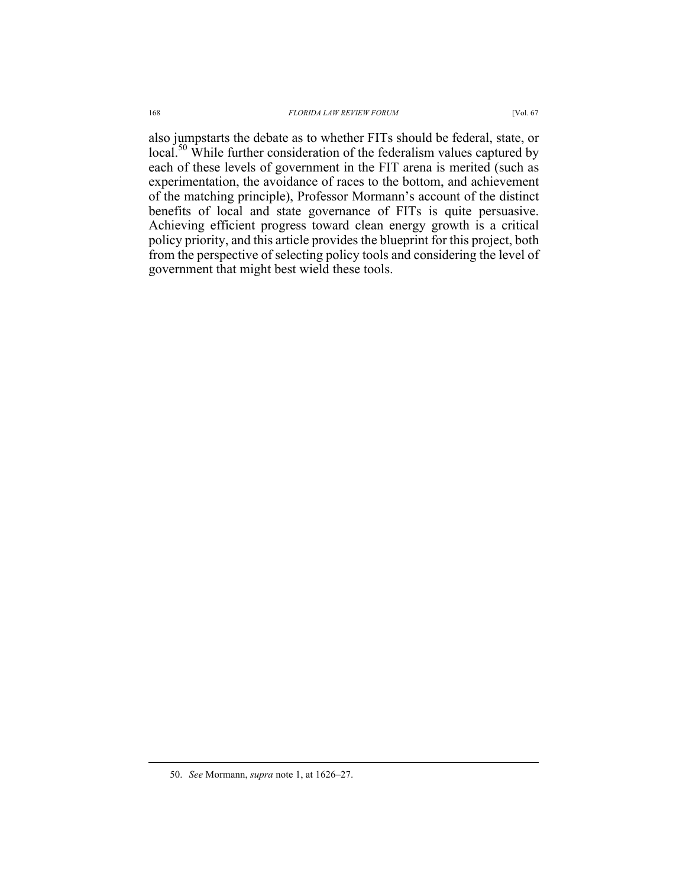also jumpstarts the debate as to whether FITs should be federal, state, or local.[50] While further consideration of the federalism values captured by each of these levels of government in the FIT arena is merited (such as experimentation, the avoidance of races to the bottom, and achievement of the matching principle), Professor Mormann's account of the distinct benefits of local and state governance of FITs is quite persuasive. Achieving efficient progress toward clean energy growth is a critical policy priority, and this article provides the blueprint for this project, both from the perspective of selecting policy tools and considering the level of government that might best wield these tools.

---

50. *See* Mormann, *supra* note 1, at 1626–27.